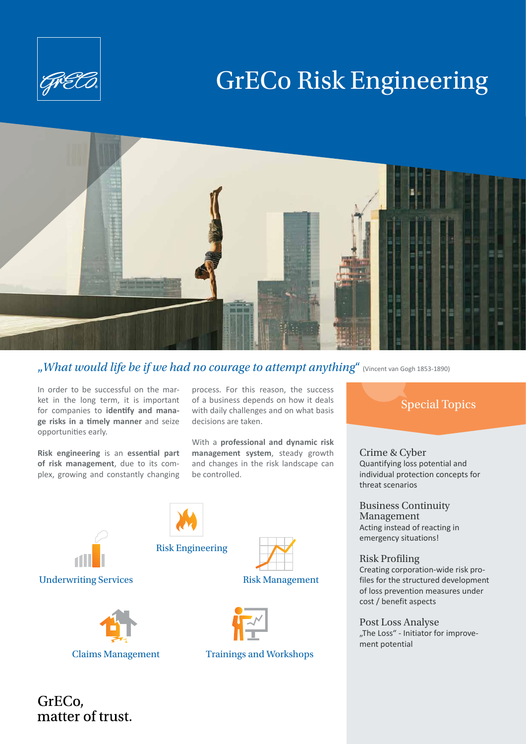# GrECo Risk Engineering

*„What would life be if we had no courage to attempt anything“* (Vincent van Gogh 1853-1890)

In order to be successful on the market in the long term, it is important for companies to **identify and manage risks in a timely manner** and seize opportunities early.

**Risk engineering** is an **essential part of risk management**, due to its complex, growing and constantly changing process. For this reason, the success of a business depends on how it deals with daily challenges and on what basis decisions are taken.

With a **professional and dynamic risk management system**, steady growth and changes in the risk landscape can be controlled.

- Risk Engineering
- Underwriting Services
- Risk Management
- Claims Management
- Trainings and Workshops

## Special Topics

### Crime & Cyber
Quantifying loss potential and individual protection concepts for threat scenarios

### Business Continuity Management
Acting instead of reacting in emergency situations!

### Risk Profiling
Creating corporation-wide risk profiles for the structured development of loss prevention measures under cost / benefit aspects

### Post Loss Analyse
„The Loss“ - Initiator for improvement potential

GrECo,
matter of trust.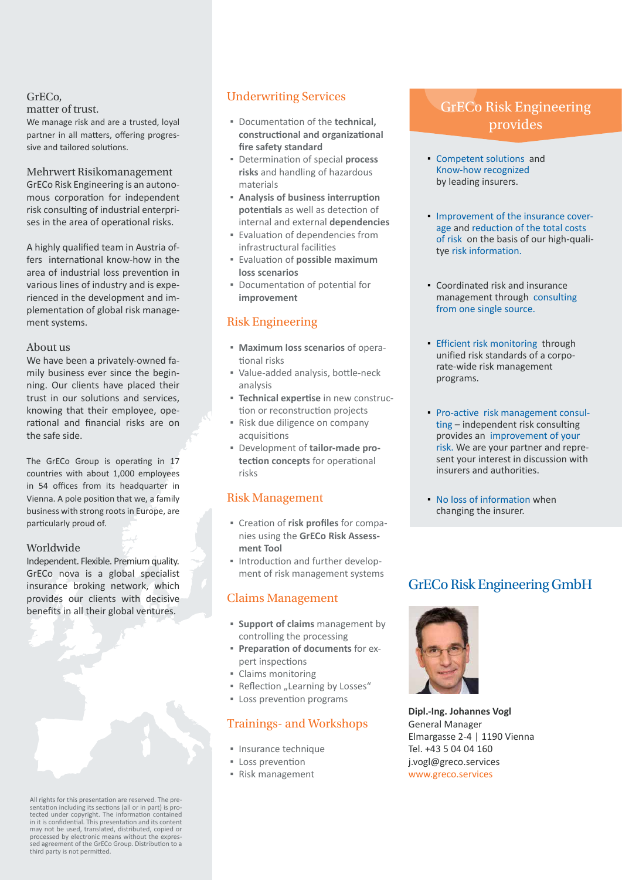## GrECo, matter of trust.

We manage risk and are a trusted, loyal partner in all matters, offering progressive and tailored solutions.

## Mehrwert Risikomanagement

GrECo Risk Engineering is an autonomous corporation for independent risk consulting of industrial enterprises in the area of operational risks.

A highly qualified team in Austria offers international know-how in the area of industrial loss prevention in various lines of industry and is experienced in the development and implementation of global risk management systems.

## About us

We have been a privately-owned family business ever since the beginning. Our clients have placed their trust in our solutions and services, knowing that their employee, operational and financial risks are on the safe side.

The GrECo Group is operating in 17 countries with about 1,000 employees in 54 offices from its headquarter in Vienna. A pole position that we, a family business with strong roots in Europe, are particularly proud of.

## Worldwide

Independent. Flexible. Premium quality. GrECo nova is a global specialist insurance broking network, which provides our clients with decisive benefits in all their global ventures.

All rights for this presentation are reserved. The presentation including its sections (all or in part) is protected under copyright. The information contained in it is confidential. This presentation and its content may not be used, translated, distributed, copied or processed by electronic means without the expressed agreement of the GrECo Group. Distribution to a third party is not permitted.

## Underwriting Services

- Documentation of the **technical, constructional and organizational fire safety standard**
- Determination of special **process risks** and handling of hazardous materials
- **Analysis of business interruption potentials** as well as detection of internal and external **dependencies**
- Evaluation of dependencies from infrastructural facilities
- Evaluation of **possible maximum loss scenarios**
- Documentation of potential for **improvement**

## Risk Engineering

- **Maximum loss scenarios** of operational risks
- Value-added analysis, bottle-neck analysis
- **Technical expertise** in new construction or reconstruction projects
- Risk due diligence on company acquisitions
- Development of **tailor-made protection concepts** for operational risks

## Risk Management

- Creation of **risk profiles** for companies using the **GrECo Risk Assessment Tool**
- Introduction and further development of risk management systems

## Claims Management

- **Support of claims** management by controlling the processing
- **Preparation of documents** for expert inspections
- Claims monitoring
- Reflection „Learning by Losses"
- Loss prevention programs

## Trainings- and Workshops

- Insurance technique
- Loss prevention
- Risk management

## GrECo Risk Engineering provides

- Competent solutions and Know-how recognized by leading insurers.
- Improvement of the insurance coverage and reduction of the total costs of risk on the basis of our high-qualitye risk information.
- Coordinated risk and insurance management through consulting from one single source.
- Efficient risk monitoring through unified risk standards of a corporate-wide risk management programs.
- Pro-active risk management consulting – independent risk consulting provides an improvement of your risk. We are your partner and represent your interest in discussion with insurers and authorities.
- No loss of information when changing the insurer.

## GrECo Risk Engineering GmbH

**Dipl.-Ing. Johannes Vogl**
General Manager
Elmargasse 2-4 | 1190 Vienna
Tel. +43 5 04 04 160
j.vogl@greco.services
www.greco.services